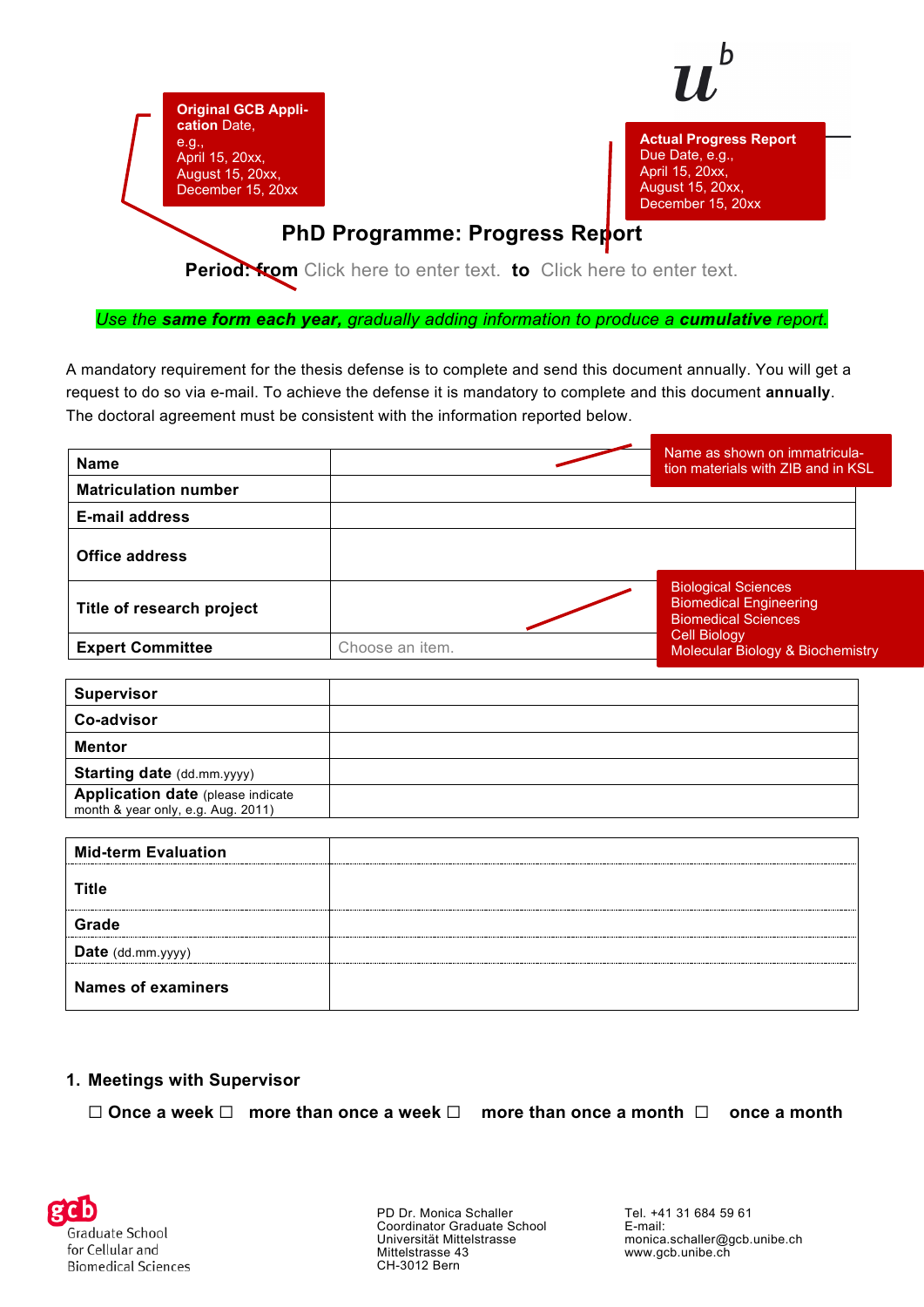Original GCB Application Date, e.g., April 15, 20xx, August 15, 20xx, December 15, 20xx

**Actual Progress Report** Due Date, e.g., April 15, 20xx, August 15, 20xx, December 15, 20xx

# PhD Programme: Progress Report

**Period: from** Click here to enter text. **to** Click here to enter text.

*Use the **same form each year,** gradually adding information to produce a **cumulative** report.*

A mandatory requirement for the thesis defense is to complete and send this document annually. You will get a request to do so via e-mail. To achieve the defense it is mandatory to complete and this document **annually**. The doctoral agreement must be consistent with the information reported below.

Name as shown on immatriculation materials with ZIB and in KSL

| | |
|---|---|
| **Name** | |
| **Matriculation number** | |
| **E-mail address** | |
| **Office address** | |
| **Title of research project** | |
| **Expert Committee** | Choose an item. |

Biological Sciences
Biomedical Engineering
Biomedical Sciences
Cell Biology
Molecular Biology & Biochemistry

| | |
|---|---|
| **Supervisor** | |
| **Co-advisor** | |
| **Mentor** | |
| **Starting date** (dd.mm.yyyy) | |
| **Application date** (please indicate month & year only, e.g. Aug. 2011) | |

| | |
|---|---|
| **Mid-term Evaluation** | |
| **Title** | |
| **Grade** | |
| **Date** (dd.mm.yyyy) | |
| **Names of examiners** | |

## 1. Meetings with Supervisor

☐ **Once a week** ☐ **more than once a week** ☐ **more than once a month** ☐ **once a month**

Graduate School for Cellular and Biomedical Sciences

PD Dr. Monica Schaller
Coordinator Graduate School
Universität Mittelstrasse
Mittelstrasse 43
CH-3012 Bern

Tel. +41 31 684 59 61
E-mail:
monica.schaller@gcb.unibe.ch
www.gcb.unibe.ch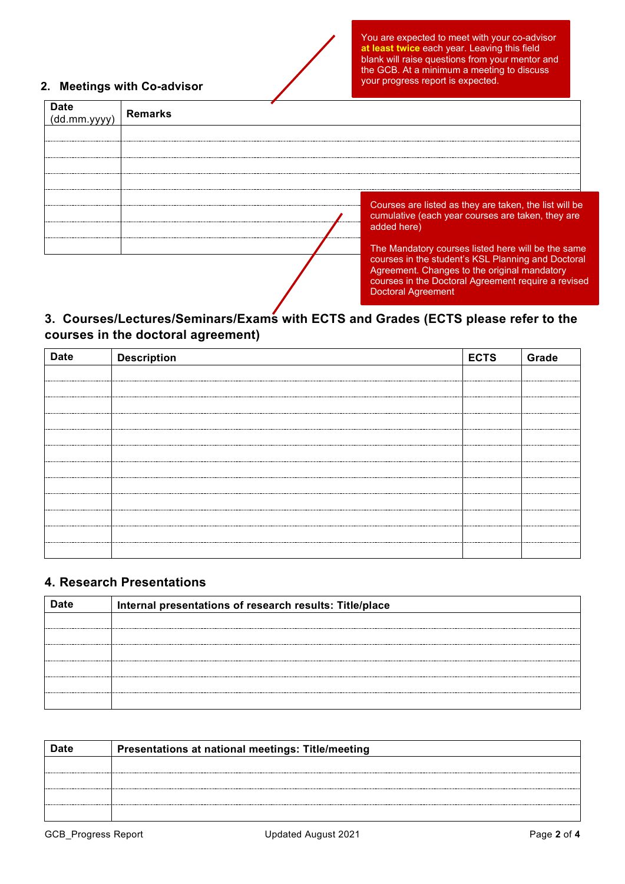## 2. Meetings with Co-advisor

> You are expected to meet with your co-advisor **at least twice** each year. Leaving this field blank will raise questions from your mentor and the GCB. At a minimum a meeting to discuss your progress report is expected.

| Date (dd.mm.yyyy) | Remarks |
|---|---|
| | |
| | |
| | |
| | |
| | |
| | |
| | |
| | |

> Courses are listed as they are taken, the list will be cumulative (each year courses are taken, they are added here)
>
> The Mandatory courses listed here will be the same courses in the student's KSL Planning and Doctoral Agreement. Changes to the original mandatory courses in the Doctoral Agreement require a revised Doctoral Agreement

## 3. Courses/Lectures/Seminars/Exams with ECTS and Grades (ECTS please refer to the courses in the doctoral agreement)

| Date | Description | ECTS | Grade |
|---|---|---|---|
| | | | |
| | | | |
| | | | |
| | | | |
| | | | |
| | | | |
| | | | |
| | | | |
| | | | |
| | | | |
| | | | |
| | | | |

## 4. Research Presentations

| Date | Internal presentations of research results: Title/place |
|---|---|
| | |
| | |
| | |
| | |
| | |
| | |

| Date | Presentations at national meetings: Title/meeting |
|---|---|
| | |
| | |
| | |
| | |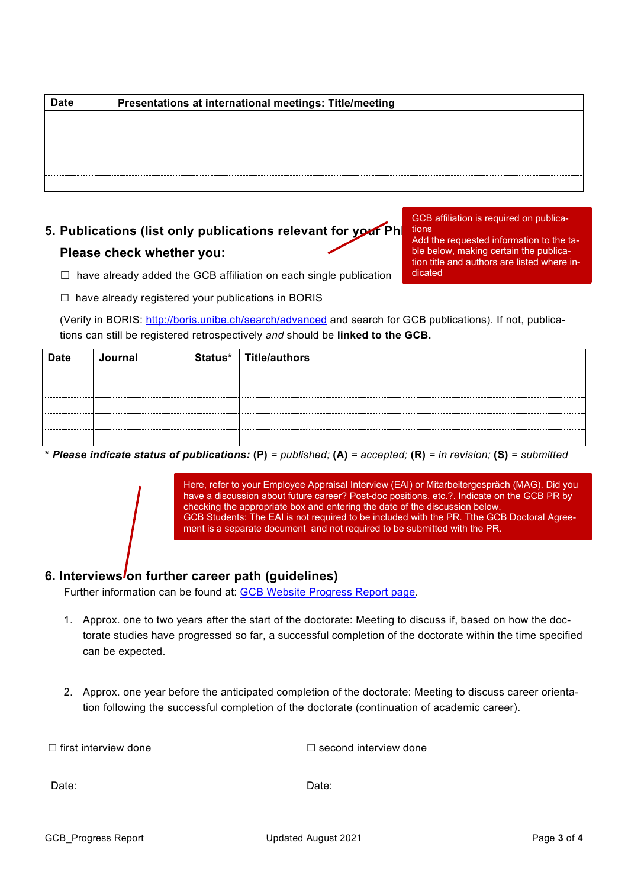| Date | Presentations at international meetings: Title/meeting |
|---|---|
| | |
| | |
| | |
| | |
| | |

## 5. Publications (list only publications relevant for your PhD)

GCB affiliation is required on publications
Add the requested information to the table below, making certain the publication title and authors are listed where indicated

### Please check whether you:

☐ have already added the GCB affiliation on each single publication

☐ have already registered your publications in BORIS

(Verify in BORIS: http://boris.unibe.ch/search/advanced and search for GCB publications). If not, publications can still be registered retrospectively *and* should be **linked to the GCB.**

| Date | Journal | Status* | Title/authors |
|---|---|---|---|
| | | | |
| | | | |
| | | | |
| | | | |
| | | | |

\* ***Please indicate status of publications:*** **(P)** = *published;* **(A)** = *accepted;* **(R)** = *in revision;* **(S)** = *submitted*

Here, refer to your Employee Appraisal Interview (EAI) or Mitarbeitergespräch (MAG). Did you have a discussion about future career? Post-doc positions, etc.?. Indicate on the GCB PR by checking the appropriate box and entering the date of the discussion below.
GCB Students: The EAI is not required to be included with the PR. Tthe GCB Doctoral Agreement is a separate document and not required to be submitted with the PR.

## 6. Interviews on further career path (guidelines)

Further information can be found at: GCB Website Progress Report page.

1. Approx. one to two years after the start of the doctorate: Meeting to discuss if, based on how the doctorate studies have progressed so far, a successful completion of the doctorate within the time specified can be expected.

2. Approx. one year before the anticipated completion of the doctorate: Meeting to discuss career orientation following the successful completion of the doctorate (continuation of academic career).

☐ first interview done | ☐ second interview done

Date: | Date: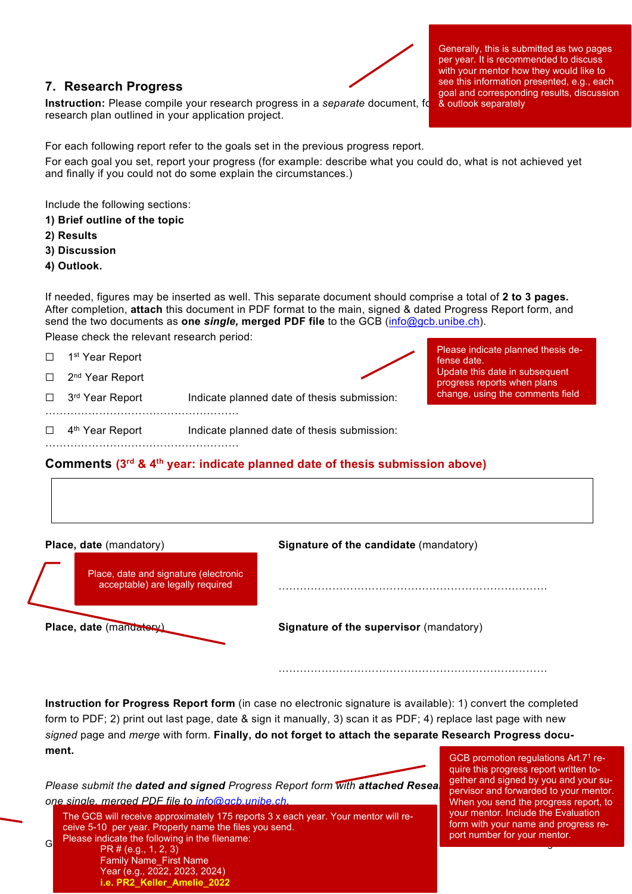## 7. Research Progress

> Generally, this is submitted as two pages per year. It is recommended to discuss with your mentor how they would like to see this information presented, e.g., each goal and corresponding results, discussion & outlook separately

**Instruction:** Please compile your research progress in a *separate* document, fo... research plan outlined in your application project.

For each following report refer to the goals set in the previous progress report.

For each goal you set, report your progress (for example: describe what you could do, what is not achieved yet and finally if you could not do some explain the circumstances.)

Include the following sections:

**1) Brief outline of the topic**
**2) Results**
**3) Discussion**
**4) Outlook.**

If needed, figures may be inserted as well. This separate document should comprise a total of **2 to 3 pages.** After completion, **attach** this document in PDF format to the main, signed & dated Progress Report form, and send the two documents as **one *single,* merged PDF file** to the GCB (info@gcb.unibe.ch).

Please check the relevant research period:

> Please indicate planned thesis defense date.
> Update this date in subsequent progress reports when plans change, using the comments field

☐ 1st Year Report

☐ 2nd Year Report

☐ 3rd Year Report     Indicate planned date of thesis submission: ……………………………………………

☐ 4th Year Report     Indicate planned date of thesis submission: ……………………………………………

**Comments (3rd & 4th year: indicate planned date of thesis submission above)**

| |
|---|
| |

**Place, date** (mandatory)     **Signature of the candidate** (mandatory)

> Place, date and signature (electronic acceptable) are legally required

……………………………………………………………………

**Place, date** (mandatory)     **Signature of the supervisor** (mandatory)

……………………………………………………………………

**Instruction for Progress Report form** (in case no electronic signature is available): 1) convert the completed form to PDF; 2) print out last page, date & sign it manually, 3) scan it as PDF; 4) replace last page with new *signed* page and *merge* with form. **Finally, do not forget to attach the separate Research Progress document.**

> GCB promotion regulations Art.7[1] require this progress report written together and signed by you and your supervisor and forwarded to your mentor. When you send the progress report, to your mentor. Include the Evaluation form with your name and progress report number for your mentor.

*Please submit the **dated and signed** Progress Report form with **attached Resea...*** *one single, merged PDF file to* info@gcb.unibe.ch.

> The GCB will receive approximately 175 reports 3 x each year. Your mentor will receive 5-10 per year. Properly name the files you send.
> Please indicate the following in the filename:
> PR # (e.g., 1, 2, 3)
> Family Name_First Name
> Year (e.g., 2022, 2023, 2024)
> **i.e. PR2_Keller_Amelie_2022**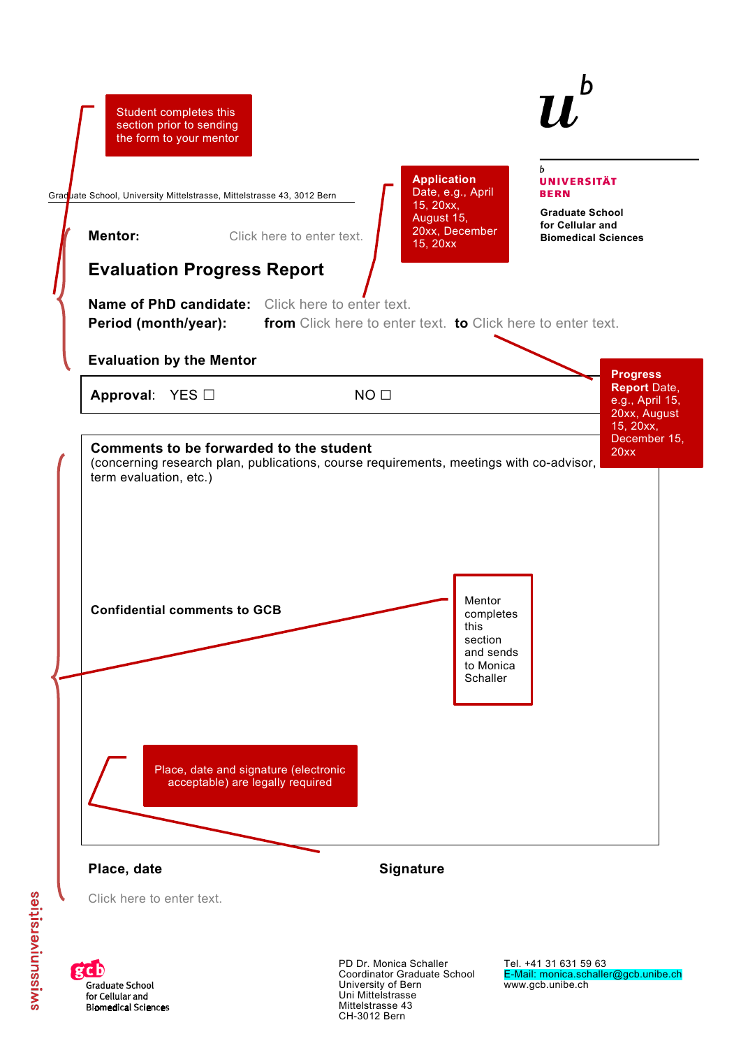Student completes this section prior to sending the form to your mentor

UNIVERSITÄT BERN

Graduate School for Cellular and Biomedical Sciences

Graduate School, University Mittelstrasse, Mittelstrasse 43, 3012 Bern

**Mentor:** Click here to enter text.

**Application** Date, e.g., April 15, 20xx, August 15, 20xx, December 15, 20xx

## Evaluation Progress Report

**Name of PhD candidate:** Click here to enter text.

**Period (month/year):** **from** Click here to enter text. **to** Click here to enter text.

**Progress Report** Date, e.g., April 15, 20xx, August 15, 20xx, December 15, 20xx

**Evaluation by the Mentor**

**Approval**: YES ☐ NO ☐

**Comments to be forwarded to the student**
(concerning research plan, publications, course requirements, meetings with co-advisor, term evaluation, etc.)

**Confidential comments to GCB**

Mentor completes this section and sends to Monica Schaller

Place, date and signature (electronic acceptable) are legally required

**Place, date** **Signature**

Click here to enter text.

swissuniversities

gcb Graduate School for Cellular and Biomedical Sciences

PD Dr. Monica Schaller
Coordinator Graduate School
University of Bern
Uni Mittelstrasse
Mittelstrasse 43
CH-3012 Bern

Tel. +41 31 631 59 63
E-Mail: monica.schaller@gcb.unibe.ch
www.gcb.unibe.ch